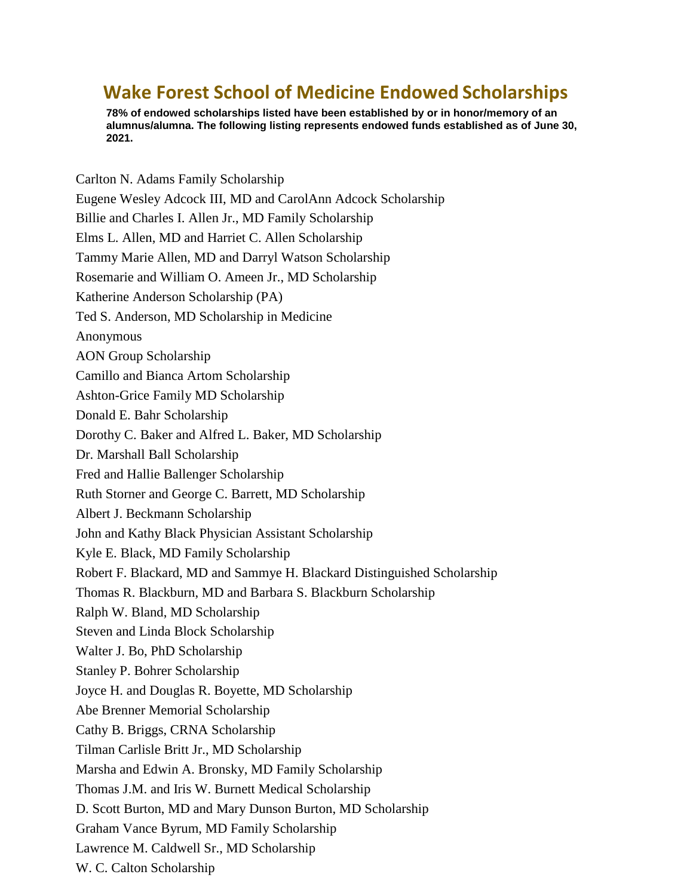# Wake Forest School of Medicine Endowed Scholarships

**78% of endowed scholarships listed have been established by or in honor/memory of an alumnus/alumna. The following listing represents endowed funds established as of June 30, 2021.**

Carlton N. Adams Family Scholarship

Eugene Wesley Adcock III, MD and CarolAnn Adcock Scholarship

Billie and Charles I. Allen Jr., MD Family Scholarship

Elms L. Allen, MD and Harriet C. Allen Scholarship

Tammy Marie Allen, MD and Darryl Watson Scholarship

Rosemarie and William O. Ameen Jr., MD Scholarship

Katherine Anderson Scholarship (PA)

Ted S. Anderson, MD Scholarship in Medicine

Anonymous

AON Group Scholarship

Camillo and Bianca Artom Scholarship

Ashton-Grice Family MD Scholarship

Donald E. Bahr Scholarship

Dorothy C. Baker and Alfred L. Baker, MD Scholarship

Dr. Marshall Ball Scholarship

Fred and Hallie Ballenger Scholarship

Ruth Storner and George C. Barrett, MD Scholarship

Albert J. Beckmann Scholarship

John and Kathy Black Physician Assistant Scholarship

Kyle E. Black, MD Family Scholarship

Robert F. Blackard, MD and Sammye H. Blackard Distinguished Scholarship

Thomas R. Blackburn, MD and Barbara S. Blackburn Scholarship

Ralph W. Bland, MD Scholarship

Steven and Linda Block Scholarship

Walter J. Bo, PhD Scholarship

Stanley P. Bohrer Scholarship

Joyce H. and Douglas R. Boyette, MD Scholarship

Abe Brenner Memorial Scholarship

Cathy B. Briggs, CRNA Scholarship

Tilman Carlisle Britt Jr., MD Scholarship

Marsha and Edwin A. Bronsky, MD Family Scholarship

Thomas J.M. and Iris W. Burnett Medical Scholarship

D. Scott Burton, MD and Mary Dunson Burton, MD Scholarship

Graham Vance Byrum, MD Family Scholarship

Lawrence M. Caldwell Sr., MD Scholarship

W. C. Calton Scholarship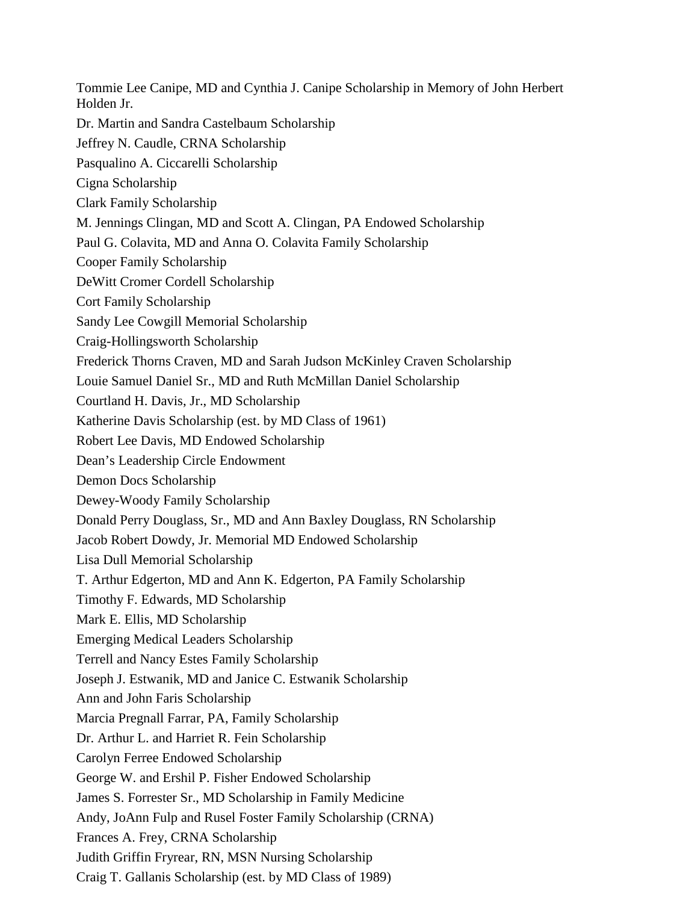Tommie Lee Canipe, MD and Cynthia J. Canipe Scholarship in Memory of John Herbert Holden Jr.

Dr. Martin and Sandra Castelbaum Scholarship

Jeffrey N. Caudle, CRNA Scholarship

Pasqualino A. Ciccarelli Scholarship

Cigna Scholarship

Clark Family Scholarship

M. Jennings Clingan, MD and Scott A. Clingan, PA Endowed Scholarship

Paul G. Colavita, MD and Anna O. Colavita Family Scholarship

Cooper Family Scholarship

DeWitt Cromer Cordell Scholarship

Cort Family Scholarship

Sandy Lee Cowgill Memorial Scholarship

Craig-Hollingsworth Scholarship

Frederick Thorns Craven, MD and Sarah Judson McKinley Craven Scholarship

Louie Samuel Daniel Sr., MD and Ruth McMillan Daniel Scholarship

Courtland H. Davis, Jr., MD Scholarship

Katherine Davis Scholarship (est. by MD Class of 1961)

Robert Lee Davis, MD Endowed Scholarship

Dean's Leadership Circle Endowment

Demon Docs Scholarship

Dewey-Woody Family Scholarship

Donald Perry Douglass, Sr., MD and Ann Baxley Douglass, RN Scholarship

Jacob Robert Dowdy, Jr. Memorial MD Endowed Scholarship

Lisa Dull Memorial Scholarship

T. Arthur Edgerton, MD and Ann K. Edgerton, PA Family Scholarship

Timothy F. Edwards, MD Scholarship

Mark E. Ellis, MD Scholarship

Emerging Medical Leaders Scholarship

Terrell and Nancy Estes Family Scholarship

Joseph J. Estwanik, MD and Janice C. Estwanik Scholarship

Ann and John Faris Scholarship

Marcia Pregnall Farrar, PA, Family Scholarship

Dr. Arthur L. and Harriet R. Fein Scholarship

Carolyn Ferree Endowed Scholarship

George W. and Ershil P. Fisher Endowed Scholarship

James S. Forrester Sr., MD Scholarship in Family Medicine

Andy, JoAnn Fulp and Rusel Foster Family Scholarship (CRNA)

Frances A. Frey, CRNA Scholarship

Judith Griffin Fryrear, RN, MSN Nursing Scholarship

Craig T. Gallanis Scholarship (est. by MD Class of 1989)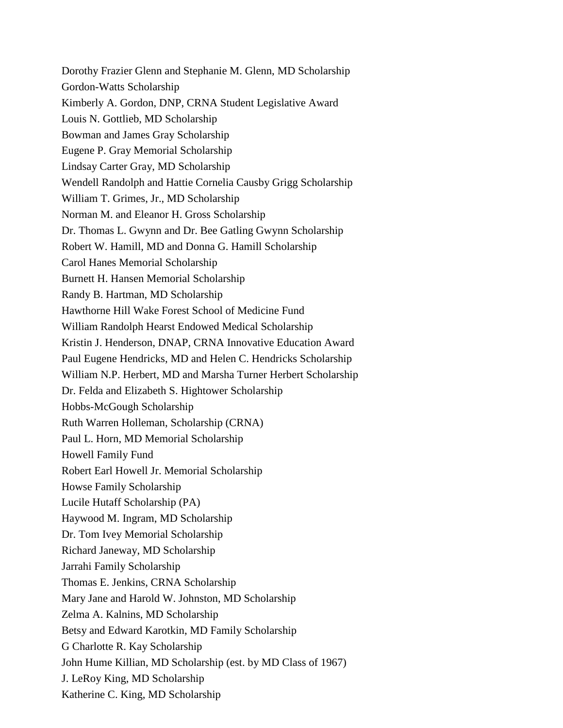Dorothy Frazier Glenn and Stephanie M. Glenn, MD Scholarship
Gordon-Watts Scholarship
Kimberly A. Gordon, DNP, CRNA Student Legislative Award
Louis N. Gottlieb, MD Scholarship
Bowman and James Gray Scholarship
Eugene P. Gray Memorial Scholarship
Lindsay Carter Gray, MD Scholarship
Wendell Randolph and Hattie Cornelia Causby Grigg Scholarship
William T. Grimes, Jr., MD Scholarship
Norman M. and Eleanor H. Gross Scholarship
Dr. Thomas L. Gwynn and Dr. Bee Gatling Gwynn Scholarship
Robert W. Hamill, MD and Donna G. Hamill Scholarship
Carol Hanes Memorial Scholarship
Burnett H. Hansen Memorial Scholarship
Randy B. Hartman, MD Scholarship
Hawthorne Hill Wake Forest School of Medicine Fund
William Randolph Hearst Endowed Medical Scholarship
Kristin J. Henderson, DNAP, CRNA Innovative Education Award
Paul Eugene Hendricks, MD and Helen C. Hendricks Scholarship
William N.P. Herbert, MD and Marsha Turner Herbert Scholarship
Dr. Felda and Elizabeth S. Hightower Scholarship
Hobbs-McGough Scholarship
Ruth Warren Holleman, Scholarship (CRNA)
Paul L. Horn, MD Memorial Scholarship
Howell Family Fund
Robert Earl Howell Jr. Memorial Scholarship
Howse Family Scholarship
Lucile Hutaff Scholarship (PA)
Haywood M. Ingram, MD Scholarship
Dr. Tom Ivey Memorial Scholarship
Richard Janeway, MD Scholarship
Jarrahi Family Scholarship
Thomas E. Jenkins, CRNA Scholarship
Mary Jane and Harold W. Johnston, MD Scholarship
Zelma A. Kalnins, MD Scholarship
Betsy and Edward Karotkin, MD Family Scholarship
G Charlotte R. Kay Scholarship
John Hume Killian, MD Scholarship (est. by MD Class of 1967)
J. LeRoy King, MD Scholarship
Katherine C. King, MD Scholarship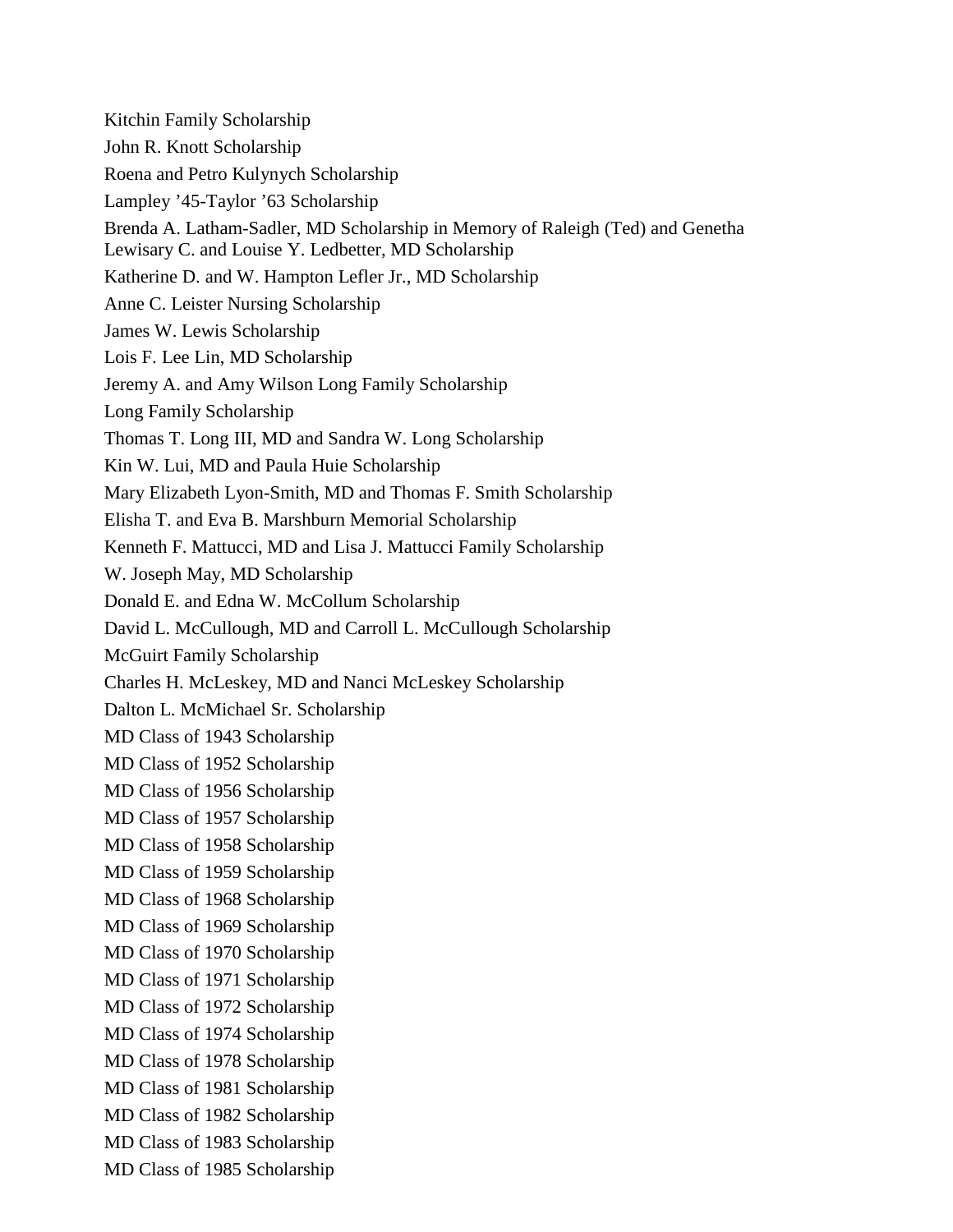Kitchin Family Scholarship

John R. Knott Scholarship

Roena and Petro Kulynych Scholarship

Lampley ’45-Taylor ’63 Scholarship

Brenda A. Latham-Sadler, MD Scholarship in Memory of Raleigh (Ted) and Genetha

Lewisary C. and Louise Y. Ledbetter, MD Scholarship

Katherine D. and W. Hampton Lefler Jr., MD Scholarship

Anne C. Leister Nursing Scholarship

James W. Lewis Scholarship

Lois F. Lee Lin, MD Scholarship

Jeremy A. and Amy Wilson Long Family Scholarship

Long Family Scholarship

Thomas T. Long III, MD and Sandra W. Long Scholarship

Kin W. Lui, MD and Paula Huie Scholarship

Mary Elizabeth Lyon-Smith, MD and Thomas F. Smith Scholarship

Elisha T. and Eva B. Marshburn Memorial Scholarship

Kenneth F. Mattucci, MD and Lisa J. Mattucci Family Scholarship

W. Joseph May, MD Scholarship

Donald E. and Edna W. McCollum Scholarship

David L. McCullough, MD and Carroll L. McCullough Scholarship

McGuirt Family Scholarship

Charles H. McLeskey, MD and Nanci McLeskey Scholarship

Dalton L. McMichael Sr. Scholarship

MD Class of 1943 Scholarship

MD Class of 1952 Scholarship

MD Class of 1956 Scholarship

MD Class of 1957 Scholarship

MD Class of 1958 Scholarship

MD Class of 1959 Scholarship

MD Class of 1968 Scholarship

MD Class of 1969 Scholarship

MD Class of 1970 Scholarship

MD Class of 1971 Scholarship

MD Class of 1972 Scholarship

MD Class of 1974 Scholarship

MD Class of 1978 Scholarship

MD Class of 1981 Scholarship

MD Class of 1982 Scholarship

MD Class of 1983 Scholarship

MD Class of 1985 Scholarship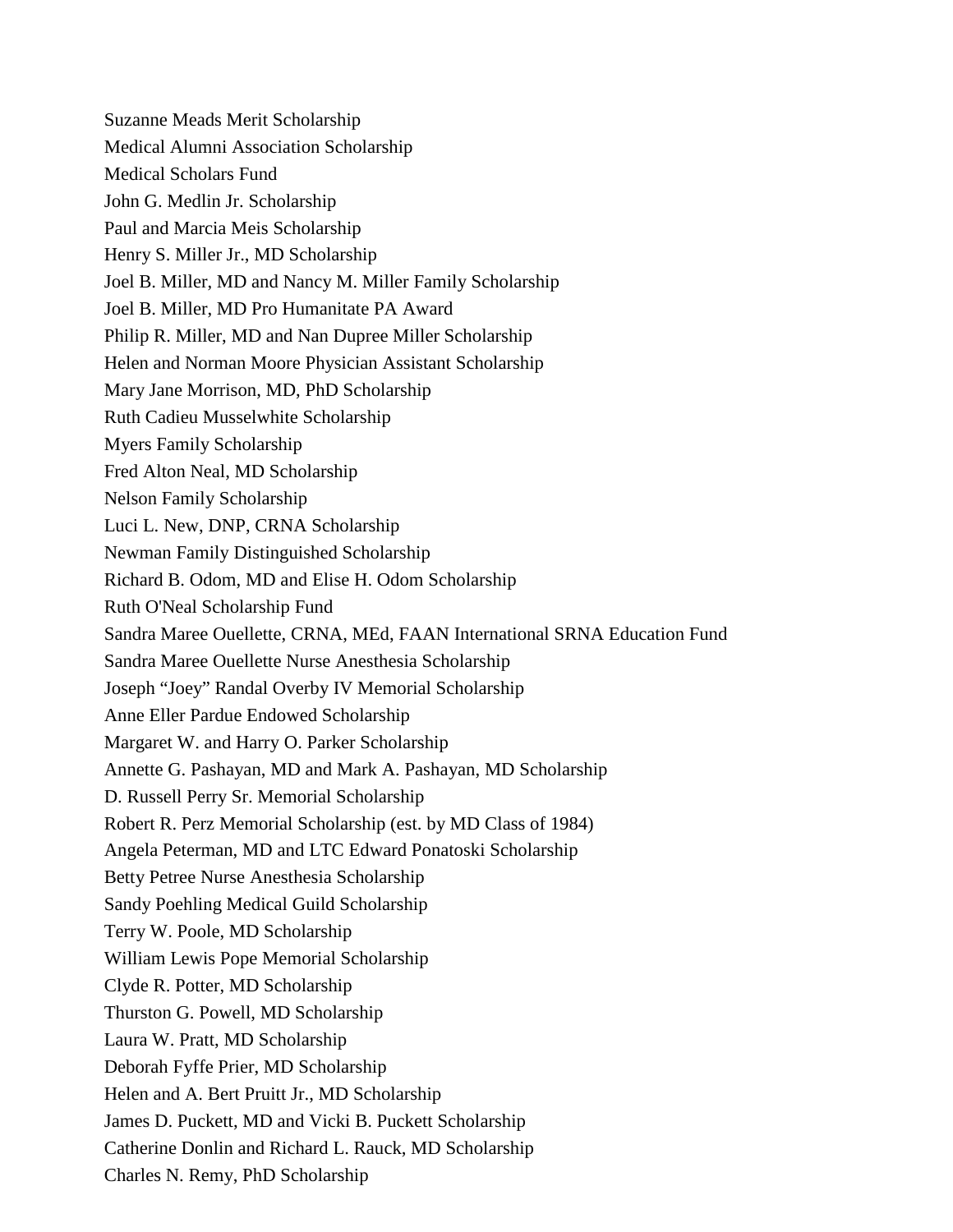Suzanne Meads Merit Scholarship

Medical Alumni Association Scholarship

Medical Scholars Fund

John G. Medlin Jr. Scholarship

Paul and Marcia Meis Scholarship

Henry S. Miller Jr., MD Scholarship

Joel B. Miller, MD and Nancy M. Miller Family Scholarship

Joel B. Miller, MD Pro Humanitate PA Award

Philip R. Miller, MD and Nan Dupree Miller Scholarship

Helen and Norman Moore Physician Assistant Scholarship

Mary Jane Morrison, MD, PhD Scholarship

Ruth Cadieu Musselwhite Scholarship

Myers Family Scholarship

Fred Alton Neal, MD Scholarship

Nelson Family Scholarship

Luci L. New, DNP, CRNA Scholarship

Newman Family Distinguished Scholarship

Richard B. Odom, MD and Elise H. Odom Scholarship

Ruth O'Neal Scholarship Fund

Sandra Maree Ouellette, CRNA, MEd, FAAN International SRNA Education Fund

Sandra Maree Ouellette Nurse Anesthesia Scholarship

Joseph “Joey” Randal Overby IV Memorial Scholarship

Anne Eller Pardue Endowed Scholarship

Margaret W. and Harry O. Parker Scholarship

Annette G. Pashayan, MD and Mark A. Pashayan, MD Scholarship

D. Russell Perry Sr. Memorial Scholarship

Robert R. Perz Memorial Scholarship (est. by MD Class of 1984)

Angela Peterman, MD and LTC Edward Ponatoski Scholarship

Betty Petree Nurse Anesthesia Scholarship

Sandy Poehling Medical Guild Scholarship

Terry W. Poole, MD Scholarship

William Lewis Pope Memorial Scholarship

Clyde R. Potter, MD Scholarship

Thurston G. Powell, MD Scholarship

Laura W. Pratt, MD Scholarship

Deborah Fyffe Prier, MD Scholarship

Helen and A. Bert Pruitt Jr., MD Scholarship

James D. Puckett, MD and Vicki B. Puckett Scholarship

Catherine Donlin and Richard L. Rauck, MD Scholarship

Charles N. Remy, PhD Scholarship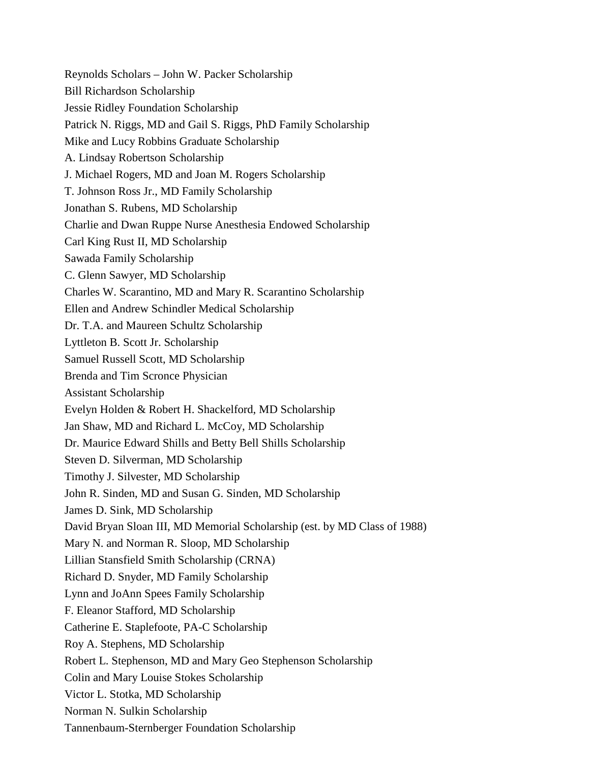Reynolds Scholars – John W. Packer Scholarship

Bill Richardson Scholarship

Jessie Ridley Foundation Scholarship

Patrick N. Riggs, MD and Gail S. Riggs, PhD Family Scholarship

Mike and Lucy Robbins Graduate Scholarship

A. Lindsay Robertson Scholarship

J. Michael Rogers, MD and Joan M. Rogers Scholarship

T. Johnson Ross Jr., MD Family Scholarship

Jonathan S. Rubens, MD Scholarship

Charlie and Dwan Ruppe Nurse Anesthesia Endowed Scholarship

Carl King Rust II, MD Scholarship

Sawada Family Scholarship

C. Glenn Sawyer, MD Scholarship

Charles W. Scarantino, MD and Mary R. Scarantino Scholarship

Ellen and Andrew Schindler Medical Scholarship

Dr. T.A. and Maureen Schultz Scholarship

Lyttleton B. Scott Jr. Scholarship

Samuel Russell Scott, MD Scholarship

Brenda and Tim Scronce Physician

Assistant Scholarship

Evelyn Holden & Robert H. Shackelford, MD Scholarship

Jan Shaw, MD and Richard L. McCoy, MD Scholarship

Dr. Maurice Edward Shills and Betty Bell Shills Scholarship

Steven D. Silverman, MD Scholarship

Timothy J. Silvester, MD Scholarship

John R. Sinden, MD and Susan G. Sinden, MD Scholarship

James D. Sink, MD Scholarship

David Bryan Sloan III, MD Memorial Scholarship (est. by MD Class of 1988)

Mary N. and Norman R. Sloop, MD Scholarship

Lillian Stansfield Smith Scholarship (CRNA)

Richard D. Snyder, MD Family Scholarship

Lynn and JoAnn Spees Family Scholarship

F. Eleanor Stafford, MD Scholarship

Catherine E. Staplefoote, PA-C Scholarship

Roy A. Stephens, MD Scholarship

Robert L. Stephenson, MD and Mary Geo Stephenson Scholarship

Colin and Mary Louise Stokes Scholarship

Victor L. Stotka, MD Scholarship

Norman N. Sulkin Scholarship

Tannenbaum-Sternberger Foundation Scholarship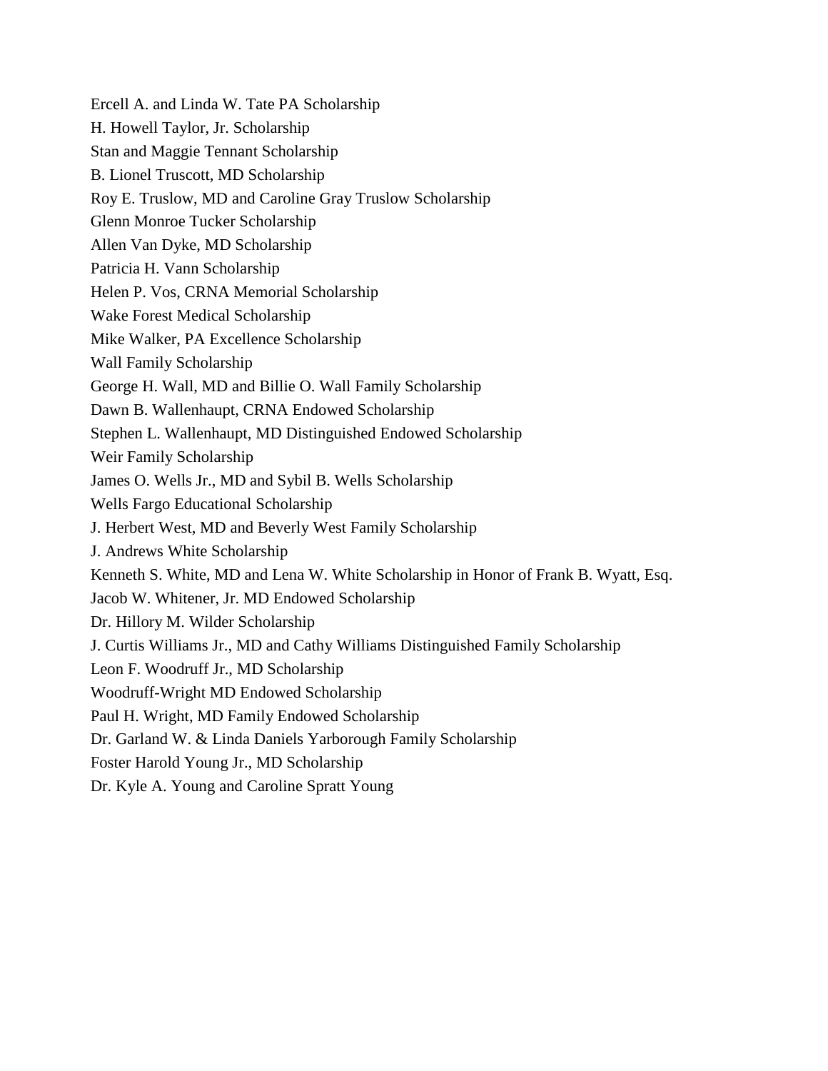Ercell A. and Linda W. Tate PA Scholarship

H. Howell Taylor, Jr. Scholarship

Stan and Maggie Tennant Scholarship

B. Lionel Truscott, MD Scholarship

Roy E. Truslow, MD and Caroline Gray Truslow Scholarship

Glenn Monroe Tucker Scholarship

Allen Van Dyke, MD Scholarship

Patricia H. Vann Scholarship

Helen P. Vos, CRNA Memorial Scholarship

Wake Forest Medical Scholarship

Mike Walker, PA Excellence Scholarship

Wall Family Scholarship

George H. Wall, MD and Billie O. Wall Family Scholarship

Dawn B. Wallenhaupt, CRNA Endowed Scholarship

Stephen L. Wallenhaupt, MD Distinguished Endowed Scholarship

Weir Family Scholarship

James O. Wells Jr., MD and Sybil B. Wells Scholarship

Wells Fargo Educational Scholarship

J. Herbert West, MD and Beverly West Family Scholarship

J. Andrews White Scholarship

Kenneth S. White, MD and Lena W. White Scholarship in Honor of Frank B. Wyatt, Esq.

Jacob W. Whitener, Jr. MD Endowed Scholarship

Dr. Hillory M. Wilder Scholarship

J. Curtis Williams Jr., MD and Cathy Williams Distinguished Family Scholarship

Leon F. Woodruff Jr., MD Scholarship

Woodruff-Wright MD Endowed Scholarship

Paul H. Wright, MD Family Endowed Scholarship

Dr. Garland W. & Linda Daniels Yarborough Family Scholarship

Foster Harold Young Jr., MD Scholarship

Dr. Kyle A. Young and Caroline Spratt Young